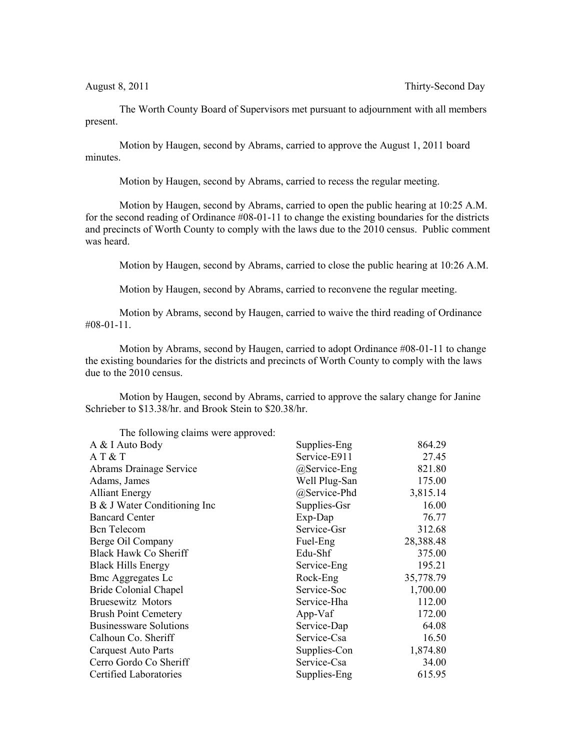August 8, 2011 Thirty-Second Day

The Worth County Board of Supervisors met pursuant to adjournment with all members present.

Motion by Haugen, second by Abrams, carried to approve the August 1, 2011 board minutes.

Motion by Haugen, second by Abrams, carried to recess the regular meeting.

Motion by Haugen, second by Abrams, carried to open the public hearing at 10:25 A.M. for the second reading of Ordinance #08-01-11 to change the existing boundaries for the districts and precincts of Worth County to comply with the laws due to the 2010 census. Public comment was heard.

Motion by Haugen, second by Abrams, carried to close the public hearing at 10:26 A.M.

Motion by Haugen, second by Abrams, carried to reconvene the regular meeting.

Motion by Abrams, second by Haugen, carried to waive the third reading of Ordinance #08-01-11.

Motion by Abrams, second by Haugen, carried to adopt Ordinance #08-01-11 to change the existing boundaries for the districts and precincts of Worth County to comply with the laws due to the 2010 census.

Motion by Haugen, second by Abrams, carried to approve the salary change for Janine Schrieber to $13.38/hr. and Brook Stein to $20.38/hr.

The following claims were approved:

| | | |
|---|---|---|
| A & I Auto Body | Supplies-Eng | 864.29 |
| A T & T | Service-E911 | 27.45 |
| Abrams Drainage Service | @Service-Eng | 821.80 |
| Adams, James | Well Plug-San | 175.00 |
| Alliant Energy | @Service-Phd | 3,815.14 |
| B & J Water Conditioning Inc | Supplies-Gsr | 16.00 |
| Bancard Center | Exp-Dap | 76.77 |
| Bcn Telecom | Service-Gsr | 312.68 |
| Berge Oil Company | Fuel-Eng | 28,388.48 |
| Black Hawk Co Sheriff | Edu-Shf | 375.00 |
| Black Hills Energy | Service-Eng | 195.21 |
| Bmc Aggregates Lc | Rock-Eng | 35,778.79 |
| Bride Colonial Chapel | Service-Soc | 1,700.00 |
| Bruesewitz Motors | Service-Hha | 112.00 |
| Brush Point Cemetery | App-Vaf | 172.00 |
| Businessware Solutions | Service-Dap | 64.08 |
| Calhoun Co. Sheriff | Service-Csa | 16.50 |
| Carquest Auto Parts | Supplies-Con | 1,874.80 |
| Cerro Gordo Co Sheriff | Service-Csa | 34.00 |
| Certified Laboratories | Supplies-Eng | 615.95 |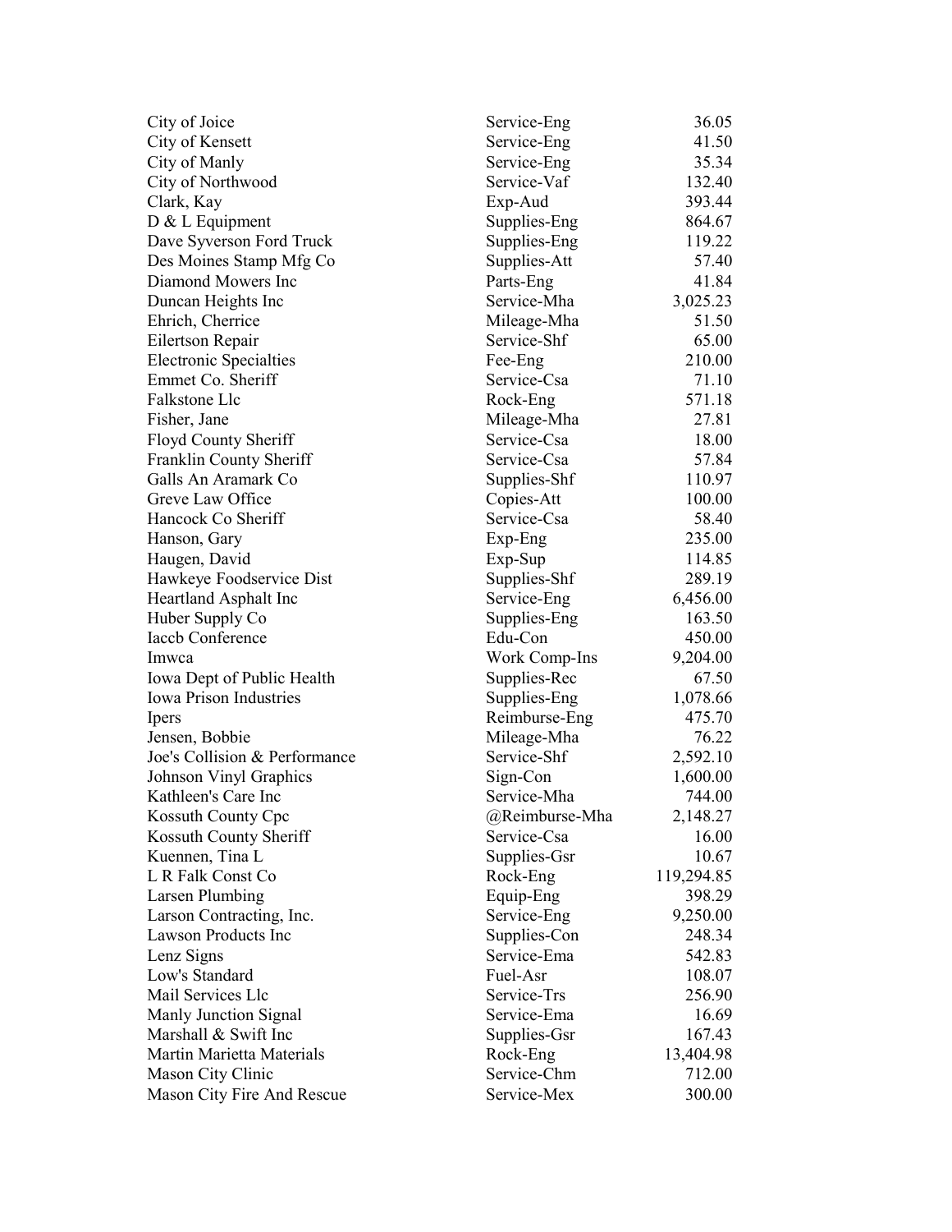| | | |
|---|---|---|
| City of Joice | Service-Eng | 36.05 |
| City of Kensett | Service-Eng | 41.50 |
| City of Manly | Service-Eng | 35.34 |
| City of Northwood | Service-Vaf | 132.40 |
| Clark, Kay | Exp-Aud | 393.44 |
| D & L Equipment | Supplies-Eng | 864.67 |
| Dave Syverson Ford Truck | Supplies-Eng | 119.22 |
| Des Moines Stamp Mfg Co | Supplies-Att | 57.40 |
| Diamond Mowers Inc | Parts-Eng | 41.84 |
| Duncan Heights Inc | Service-Mha | 3,025.23 |
| Ehrich, Cherrice | Mileage-Mha | 51.50 |
| Eilertson Repair | Service-Shf | 65.00 |
| Electronic Specialties | Fee-Eng | 210.00 |
| Emmet Co. Sheriff | Service-Csa | 71.10 |
| Falkstone Llc | Rock-Eng | 571.18 |
| Fisher, Jane | Mileage-Mha | 27.81 |
| Floyd County Sheriff | Service-Csa | 18.00 |
| Franklin County Sheriff | Service-Csa | 57.84 |
| Galls An Aramark Co | Supplies-Shf | 110.97 |
| Greve Law Office | Copies-Att | 100.00 |
| Hancock Co Sheriff | Service-Csa | 58.40 |
| Hanson, Gary | Exp-Eng | 235.00 |
| Haugen, David | Exp-Sup | 114.85 |
| Hawkeye Foodservice Dist | Supplies-Shf | 289.19 |
| Heartland Asphalt Inc | Service-Eng | 6,456.00 |
| Huber Supply Co | Supplies-Eng | 163.50 |
| Iaccb Conference | Edu-Con | 450.00 |
| Imwca | Work Comp-Ins | 9,204.00 |
| Iowa Dept of Public Health | Supplies-Rec | 67.50 |
| Iowa Prison Industries | Supplies-Eng | 1,078.66 |
| Ipers | Reimburse-Eng | 475.70 |
| Jensen, Bobbie | Mileage-Mha | 76.22 |
| Joe's Collision & Performance | Service-Shf | 2,592.10 |
| Johnson Vinyl Graphics | Sign-Con | 1,600.00 |
| Kathleen's Care Inc | Service-Mha | 744.00 |
| Kossuth County Cpc | @Reimburse-Mha | 2,148.27 |
| Kossuth County Sheriff | Service-Csa | 16.00 |
| Kuennen, Tina L | Supplies-Gsr | 10.67 |
| L R Falk Const Co | Rock-Eng | 119,294.85 |
| Larsen Plumbing | Equip-Eng | 398.29 |
| Larson Contracting, Inc. | Service-Eng | 9,250.00 |
| Lawson Products Inc | Supplies-Con | 248.34 |
| Lenz Signs | Service-Ema | 542.83 |
| Low's Standard | Fuel-Asr | 108.07 |
| Mail Services Llc | Service-Trs | 256.90 |
| Manly Junction Signal | Service-Ema | 16.69 |
| Marshall & Swift Inc | Supplies-Gsr | 167.43 |
| Martin Marietta Materials | Rock-Eng | 13,404.98 |
| Mason City Clinic | Service-Chm | 712.00 |
| Mason City Fire And Rescue | Service-Mex | 300.00 |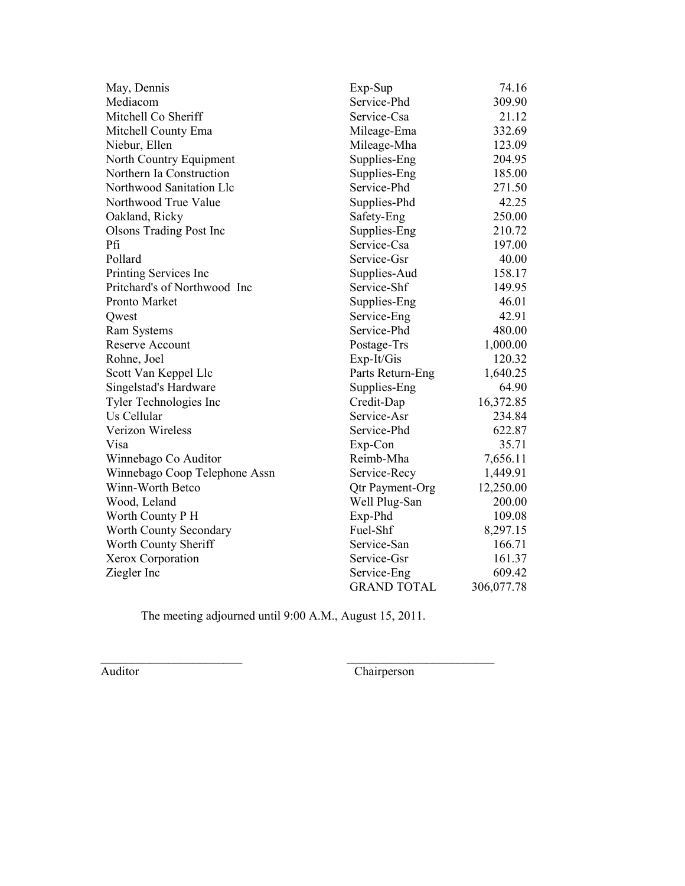| | | |
|---|---|---|
| May, Dennis | Exp-Sup | 74.16 |
| Mediacom | Service-Phd | 309.90 |
| Mitchell Co Sheriff | Service-Csa | 21.12 |
| Mitchell County Ema | Mileage-Ema | 332.69 |
| Niebur, Ellen | Mileage-Mha | 123.09 |
| North Country Equipment | Supplies-Eng | 204.95 |
| Northern Ia Construction | Supplies-Eng | 185.00 |
| Northwood Sanitation Llc | Service-Phd | 271.50 |
| Northwood True Value | Supplies-Phd | 42.25 |
| Oakland, Ricky | Safety-Eng | 250.00 |
| Olsons Trading Post Inc | Supplies-Eng | 210.72 |
| Pfi | Service-Csa | 197.00 |
| Pollard | Service-Gsr | 40.00 |
| Printing Services Inc | Supplies-Aud | 158.17 |
| Pritchard's of Northwood Inc | Service-Shf | 149.95 |
| Pronto Market | Supplies-Eng | 46.01 |
| Qwest | Service-Eng | 42.91 |
| Ram Systems | Service-Phd | 480.00 |
| Reserve Account | Postage-Trs | 1,000.00 |
| Rohne, Joel | Exp-It/Gis | 120.32 |
| Scott Van Keppel Llc | Parts Return-Eng | 1,640.25 |
| Singelstad's Hardware | Supplies-Eng | 64.90 |
| Tyler Technologies Inc | Credit-Dap | 16,372.85 |
| Us Cellular | Service-Asr | 234.84 |
| Verizon Wireless | Service-Phd | 622.87 |
| Visa | Exp-Con | 35.71 |
| Winnebago Co Auditor | Reimb-Mha | 7,656.11 |
| Winnebago Coop Telephone Assn | Service-Recy | 1,449.91 |
| Winn-Worth Betco | Qtr Payment-Org | 12,250.00 |
| Wood, Leland | Well Plug-San | 200.00 |
| Worth County P H | Exp-Phd | 109.08 |
| Worth County Secondary | Fuel-Shf | 8,297.15 |
| Worth County Sheriff | Service-San | 166.71 |
| Xerox Corporation | Service-Gsr | 161.37 |
| Ziegler Inc | Service-Eng | 609.42 |
| | GRAND TOTAL | 306,077.78 |

The meeting adjourned until 9:00 A.M., August 15, 2011.

_______________________ _______________________

Auditor Chairperson